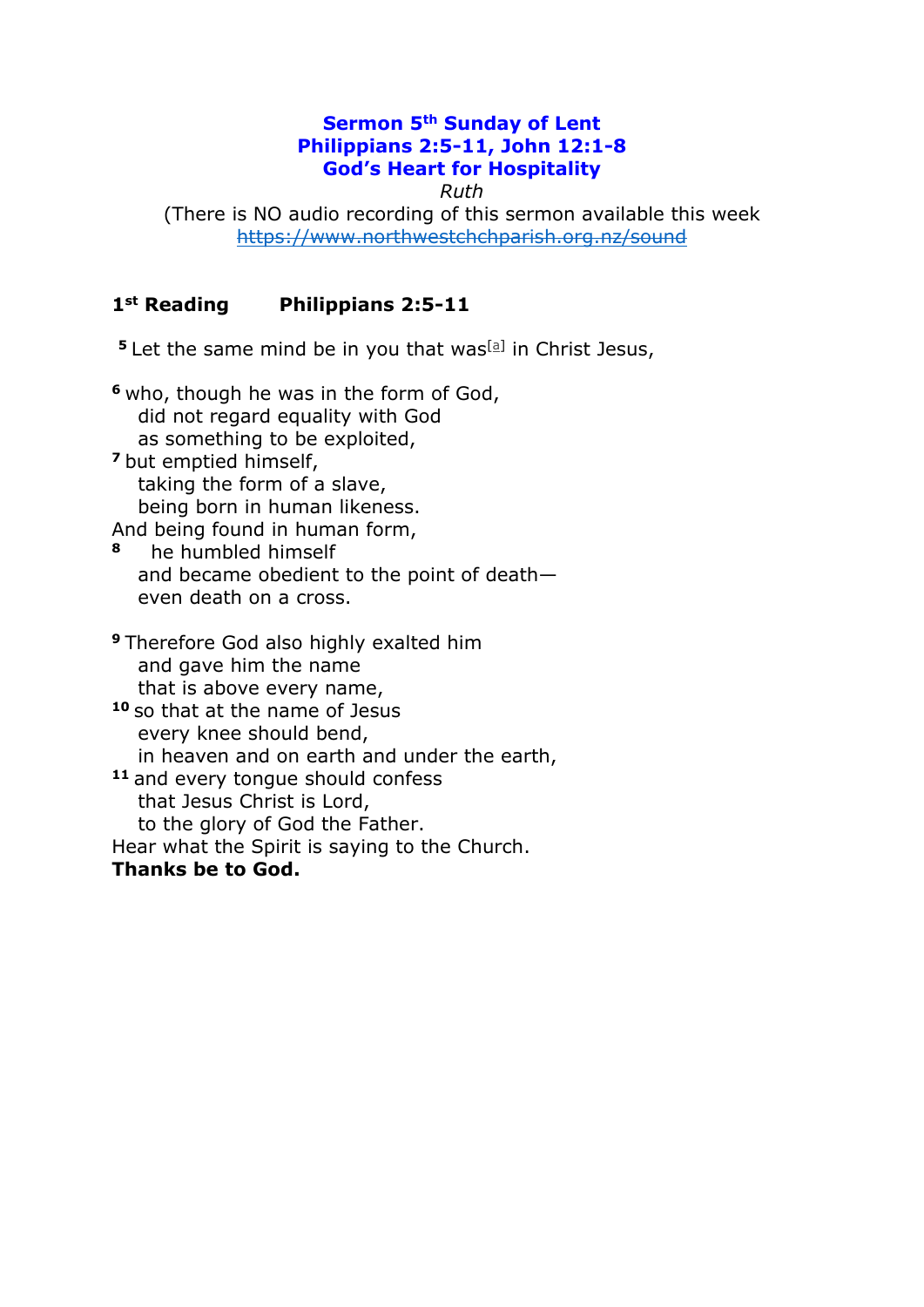# Sermon 5th Sunday of Lent
# Philippians 2:5-11, John 12:1-8
# God's Heart for Hospitality

*Ruth*

(There is NO audio recording of this sermon available this week
https://www.northwestchchparish.org.nz/sound

## 1st Reading Philippians 2:5-11

**5** Let the same mind be in you that was[a] in Christ Jesus,

**6** who, though he was in the form of God,
did not regard equality with God
as something to be exploited,
**7** but emptied himself,
taking the form of a slave,
being born in human likeness.
And being found in human form,
**8** he humbled himself
and became obedient to the point of death—
even death on a cross.

**9** Therefore God also highly exalted him
and gave him the name
that is above every name,
**10** so that at the name of Jesus
every knee should bend,
in heaven and on earth and under the earth,
**11** and every tongue should confess
that Jesus Christ is Lord,
to the glory of God the Father.
Hear what the Spirit is saying to the Church.
**Thanks be to God.**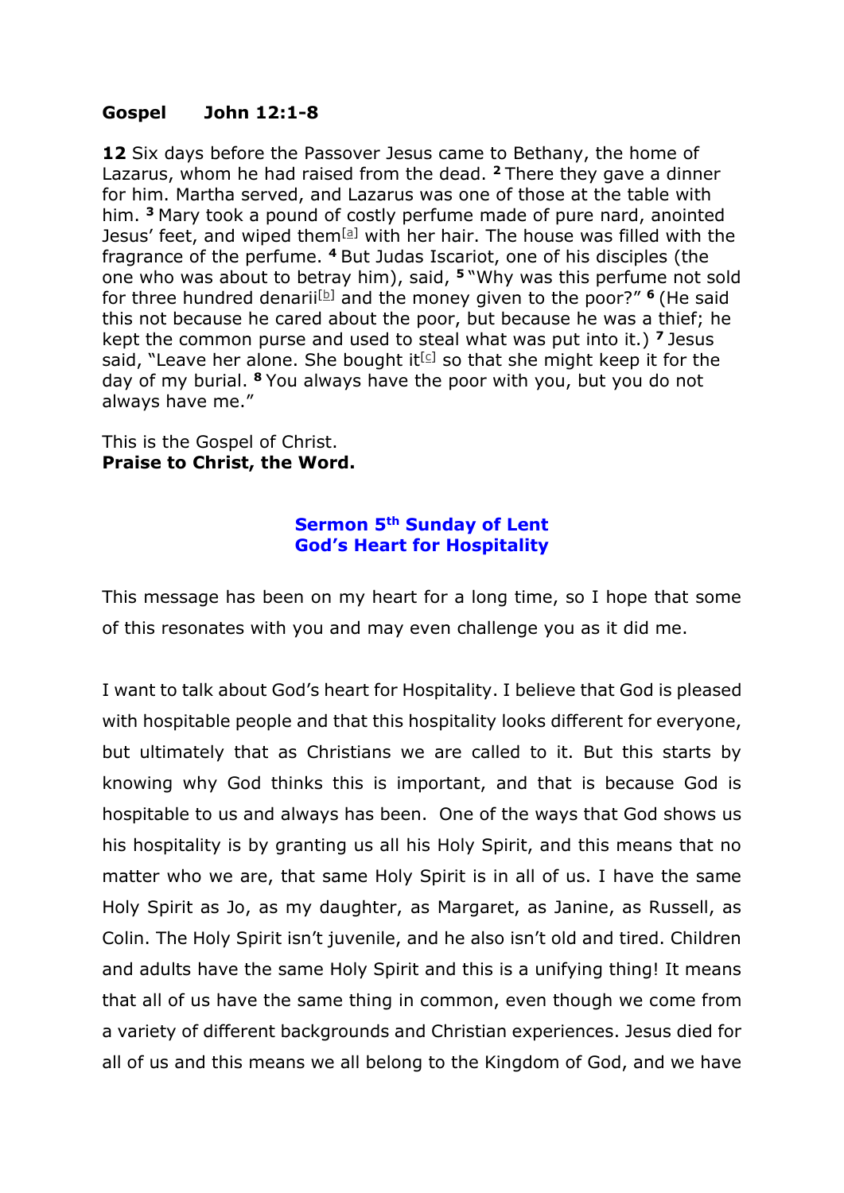**Gospel  John 12:1-8**

**12** Six days before the Passover Jesus came to Bethany, the home of Lazarus, whom he had raised from the dead. **2** There they gave a dinner for him. Martha served, and Lazarus was one of those at the table with him. **3** Mary took a pound of costly perfume made of pure nard, anointed Jesus' feet, and wiped them[a] with her hair. The house was filled with the fragrance of the perfume. **4** But Judas Iscariot, one of his disciples (the one who was about to betray him), said, **5** "Why was this perfume not sold for three hundred denarii[b] and the money given to the poor?" **6** (He said this not because he cared about the poor, but because he was a thief; he kept the common purse and used to steal what was put into it.) **7** Jesus said, "Leave her alone. She bought it[c] so that she might keep it for the day of my burial. **8** You always have the poor with you, but you do not always have me."

This is the Gospel of Christ.
**Praise to Christ, the Word.**

## Sermon 5th Sunday of Lent
## God's Heart for Hospitality

This message has been on my heart for a long time, so I hope that some of this resonates with you and may even challenge you as it did me.

I want to talk about God's heart for Hospitality. I believe that God is pleased with hospitable people and that this hospitality looks different for everyone, but ultimately that as Christians we are called to it. But this starts by knowing why God thinks this is important, and that is because God is hospitable to us and always has been. One of the ways that God shows us his hospitality is by granting us all his Holy Spirit, and this means that no matter who we are, that same Holy Spirit is in all of us. I have the same Holy Spirit as Jo, as my daughter, as Margaret, as Janine, as Russell, as Colin. The Holy Spirit isn't juvenile, and he also isn't old and tired. Children and adults have the same Holy Spirit and this is a unifying thing! It means that all of us have the same thing in common, even though we come from a variety of different backgrounds and Christian experiences. Jesus died for all of us and this means we all belong to the Kingdom of God, and we have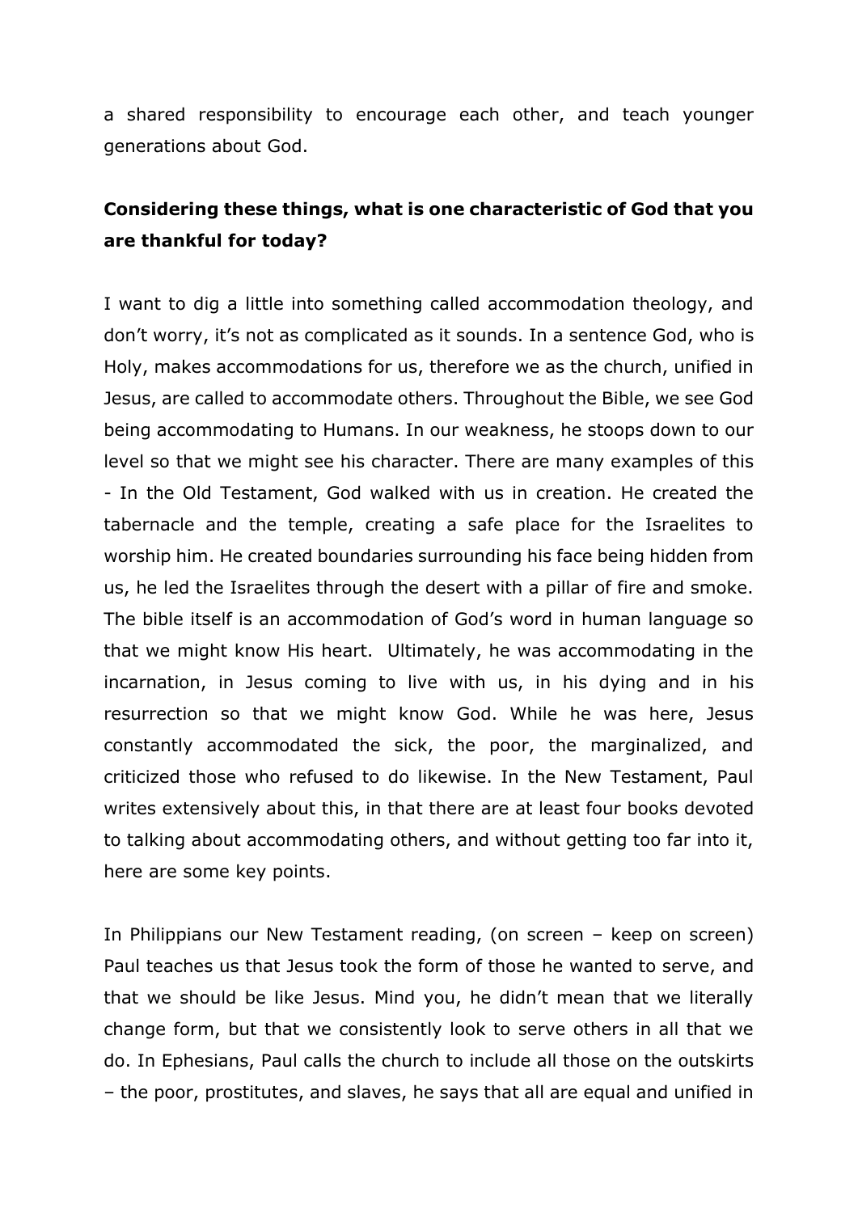a shared responsibility to encourage each other, and teach younger generations about God.

**Considering these things, what is one characteristic of God that you are thankful for today?**

I want to dig a little into something called accommodation theology, and don't worry, it's not as complicated as it sounds. In a sentence God, who is Holy, makes accommodations for us, therefore we as the church, unified in Jesus, are called to accommodate others. Throughout the Bible, we see God being accommodating to Humans. In our weakness, he stoops down to our level so that we might see his character. There are many examples of this - In the Old Testament, God walked with us in creation. He created the tabernacle and the temple, creating a safe place for the Israelites to worship him. He created boundaries surrounding his face being hidden from us, he led the Israelites through the desert with a pillar of fire and smoke. The bible itself is an accommodation of God's word in human language so that we might know His heart. Ultimately, he was accommodating in the incarnation, in Jesus coming to live with us, in his dying and in his resurrection so that we might know God. While he was here, Jesus constantly accommodated the sick, the poor, the marginalized, and criticized those who refused to do likewise. In the New Testament, Paul writes extensively about this, in that there are at least four books devoted to talking about accommodating others, and without getting too far into it, here are some key points.

In Philippians our New Testament reading, (on screen – keep on screen) Paul teaches us that Jesus took the form of those he wanted to serve, and that we should be like Jesus. Mind you, he didn't mean that we literally change form, but that we consistently look to serve others in all that we do. In Ephesians, Paul calls the church to include all those on the outskirts – the poor, prostitutes, and slaves, he says that all are equal and unified in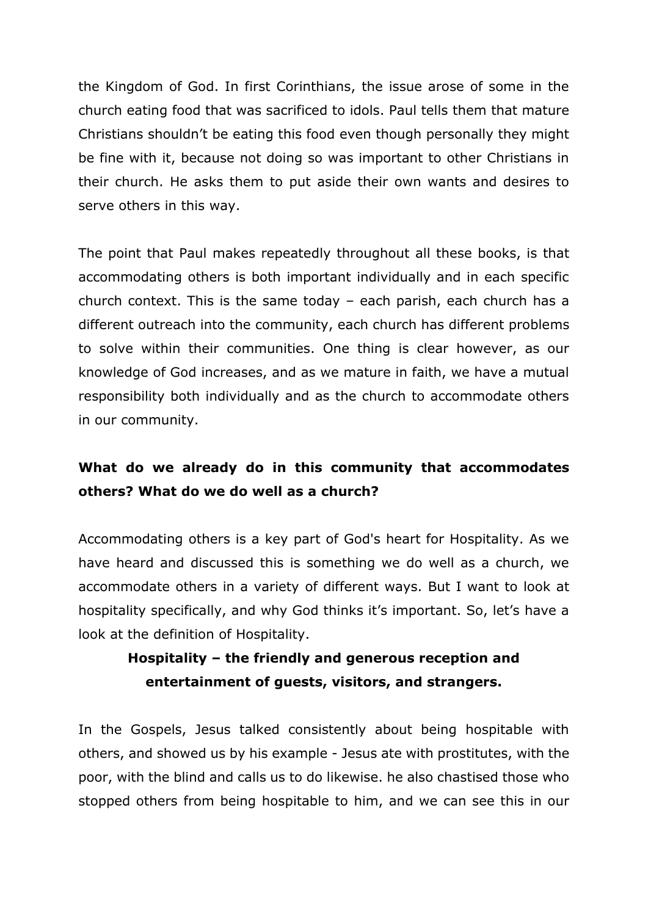the Kingdom of God. In first Corinthians, the issue arose of some in the church eating food that was sacrificed to idols. Paul tells them that mature Christians shouldn't be eating this food even though personally they might be fine with it, because not doing so was important to other Christians in their church. He asks them to put aside their own wants and desires to serve others in this way.

The point that Paul makes repeatedly throughout all these books, is that accommodating others is both important individually and in each specific church context. This is the same today – each parish, each church has a different outreach into the community, each church has different problems to solve within their communities. One thing is clear however, as our knowledge of God increases, and as we mature in faith, we have a mutual responsibility both individually and as the church to accommodate others in our community.

**What do we already do in this community that accommodates others? What do we do well as a church?**

Accommodating others is a key part of God's heart for Hospitality. As we have heard and discussed this is something we do well as a church, we accommodate others in a variety of different ways. But I want to look at hospitality specifically, and why God thinks it's important. So, let's have a look at the definition of Hospitality.

**Hospitality – the friendly and generous reception and entertainment of guests, visitors, and strangers.**

In the Gospels, Jesus talked consistently about being hospitable with others, and showed us by his example - Jesus ate with prostitutes, with the poor, with the blind and calls us to do likewise. he also chastised those who stopped others from being hospitable to him, and we can see this in our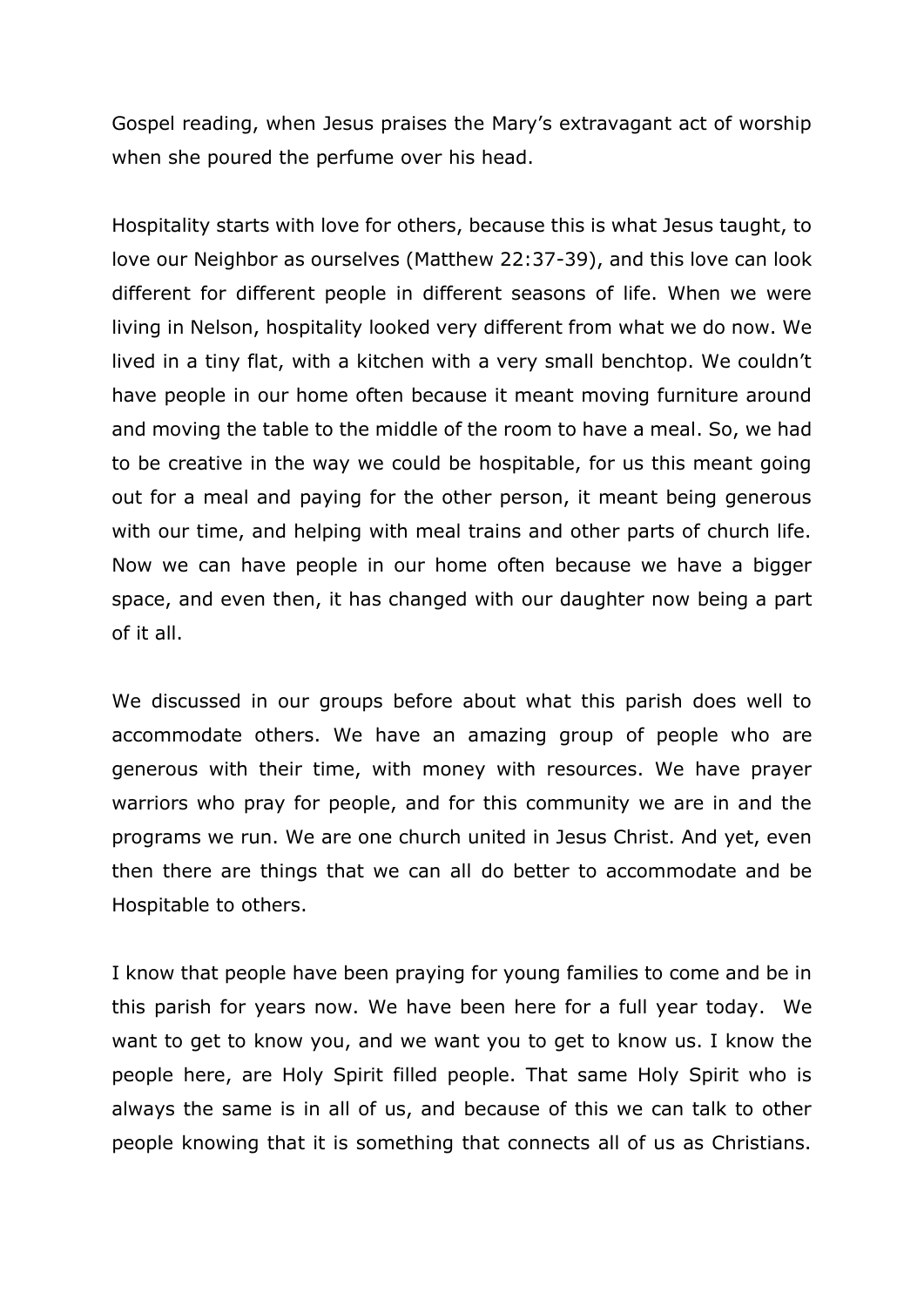Gospel reading, when Jesus praises the Mary's extravagant act of worship when she poured the perfume over his head.

Hospitality starts with love for others, because this is what Jesus taught, to love our Neighbor as ourselves (Matthew 22:37-39), and this love can look different for different people in different seasons of life. When we were living in Nelson, hospitality looked very different from what we do now. We lived in a tiny flat, with a kitchen with a very small benchtop. We couldn't have people in our home often because it meant moving furniture around and moving the table to the middle of the room to have a meal. So, we had to be creative in the way we could be hospitable, for us this meant going out for a meal and paying for the other person, it meant being generous with our time, and helping with meal trains and other parts of church life. Now we can have people in our home often because we have a bigger space, and even then, it has changed with our daughter now being a part of it all.

We discussed in our groups before about what this parish does well to accommodate others. We have an amazing group of people who are generous with their time, with money with resources. We have prayer warriors who pray for people, and for this community we are in and the programs we run. We are one church united in Jesus Christ. And yet, even then there are things that we can all do better to accommodate and be Hospitable to others.

I know that people have been praying for young families to come and be in this parish for years now. We have been here for a full year today. We want to get to know you, and we want you to get to know us. I know the people here, are Holy Spirit filled people. That same Holy Spirit who is always the same is in all of us, and because of this we can talk to other people knowing that it is something that connects all of us as Christians.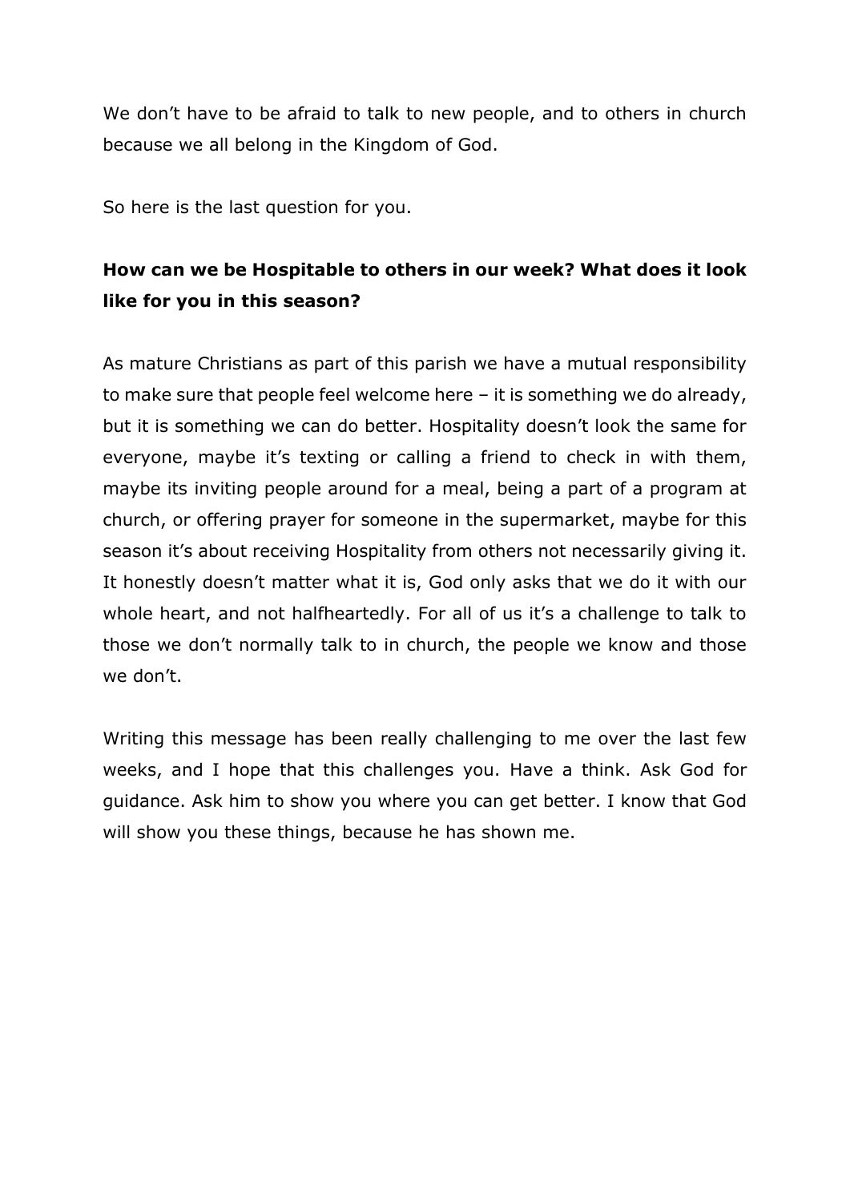We don’t have to be afraid to talk to new people, and to others in church because we all belong in the Kingdom of God.

So here is the last question for you.

**How can we be Hospitable to others in our week? What does it look like for you in this season?**

As mature Christians as part of this parish we have a mutual responsibility to make sure that people feel welcome here – it is something we do already, but it is something we can do better. Hospitality doesn’t look the same for everyone, maybe it’s texting or calling a friend to check in with them, maybe its inviting people around for a meal, being a part of a program at church, or offering prayer for someone in the supermarket, maybe for this season it’s about receiving Hospitality from others not necessarily giving it. It honestly doesn’t matter what it is, God only asks that we do it with our whole heart, and not halfheartedly. For all of us it’s a challenge to talk to those we don’t normally talk to in church, the people we know and those we don’t.

Writing this message has been really challenging to me over the last few weeks, and I hope that this challenges you. Have a think. Ask God for guidance. Ask him to show you where you can get better. I know that God will show you these things, because he has shown me.